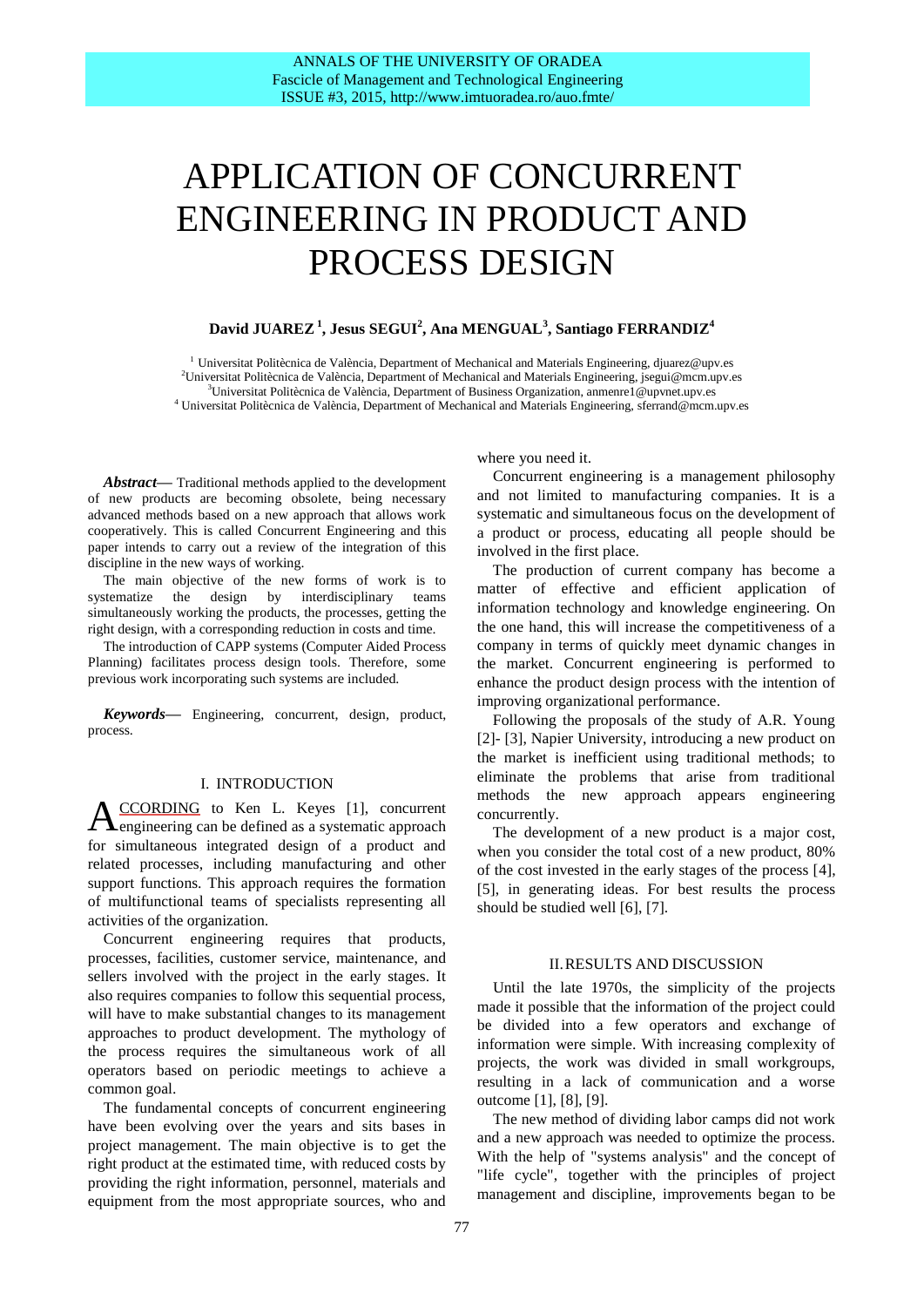# APPLICATION OF CONCURRENT ENGINEERING IN PRODUCT AND PROCESS DESIGN

**David JUAREZ [1], Jesus SEGUI[2], Ana MENGUAL[3], Santiago FERRANDIZ[4]**

[1] Universitat Politècnica de València, Department of Mechanical and Materials Engineering, djuarez@upv.es
[2]Universitat Politècnica de València, Department of Mechanical and Materials Engineering, jsegui@mcm.upv.es
[3]Universitat Politècnica de València, Department of Business Organization, anmenre1@upvnet.upv.es
[4] Universitat Politècnica de València, Department of Mechanical and Materials Engineering, sferrand@mcm.upv.es

***Abstract*****—** Traditional methods applied to the development of new products are becoming obsolete, being necessary advanced methods based on a new approach that allows work cooperatively. This is called Concurrent Engineering and this paper intends to carry out a review of the integration of this discipline in the new ways of working.

The main objective of the new forms of work is to systematize the design by interdisciplinary teams simultaneously working the products, the processes, getting the right design, with a corresponding reduction in costs and time.

The introduction of CAPP systems (Computer Aided Process Planning) facilitates process design tools. Therefore, some previous work incorporating such systems are included.

***Keywords*****—** Engineering, concurrent, design, product, process.

## I. INTRODUCTION

According to Ken L. Keyes [1], concurrent engineering can be defined as a systematic approach for simultaneous integrated design of a product and related processes, including manufacturing and other support functions. This approach requires the formation of multifunctional teams of specialists representing all activities of the organization.

Concurrent engineering requires that products, processes, facilities, customer service, maintenance, and sellers involved with the project in the early stages. It also requires companies to follow this sequential process, will have to make substantial changes to its management approaches to product development. The mythology of the process requires the simultaneous work of all operators based on periodic meetings to achieve a common goal.

The fundamental concepts of concurrent engineering have been evolving over the years and sits bases in project management. The main objective is to get the right product at the estimated time, with reduced costs by providing the right information, personnel, materials and equipment from the most appropriate sources, who and where you need it.

Concurrent engineering is a management philosophy and not limited to manufacturing companies. It is a systematic and simultaneous focus on the development of a product or process, educating all people should be involved in the first place.

The production of current company has become a matter of effective and efficient application of information technology and knowledge engineering. On the one hand, this will increase the competitiveness of a company in terms of quickly meet dynamic changes in the market. Concurrent engineering is performed to enhance the product design process with the intention of improving organizational performance.

Following the proposals of the study of A.R. Young [2]- [3], Napier University, introducing a new product on the market is inefficient using traditional methods; to eliminate the problems that arise from traditional methods the new approach appears engineering concurrently.

The development of a new product is a major cost, when you consider the total cost of a new product, 80% of the cost invested in the early stages of the process [4], [5], in generating ideas. For best results the process should be studied well [6], [7].

## II. RESULTS AND DISCUSSION

Until the late 1970s, the simplicity of the projects made it possible that the information of the project could be divided into a few operators and exchange of information were simple. With increasing complexity of projects, the work was divided in small workgroups, resulting in a lack of communication and a worse outcome [1], [8], [9].

The new method of dividing labor camps did not work and a new approach was needed to optimize the process. With the help of "systems analysis" and the concept of "life cycle", together with the principles of project management and discipline, improvements began to be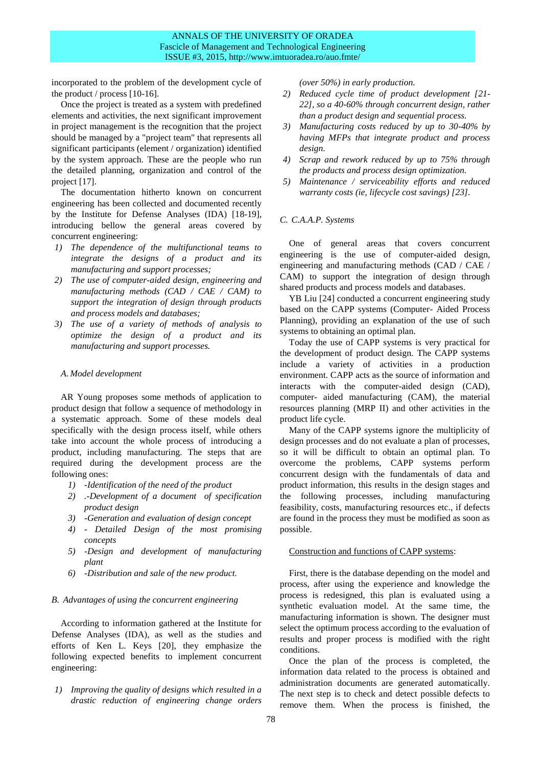incorporated to the problem of the development cycle of the product / process [10-16].

Once the project is treated as a system with predefined elements and activities, the next significant improvement in project management is the recognition that the project should be managed by a "project team" that represents all significant participants (element / organization) identified by the system approach. These are the people who run the detailed planning, organization and control of the project [17].

The documentation hitherto known on concurrent engineering has been collected and documented recently by the Institute for Defense Analyses (IDA) [18-19], introducing bellow the general areas covered by concurrent engineering:

1) *The dependence of the multifunctional teams to integrate the designs of a product and its manufacturing and support processes;*
2) *The use of computer-aided design, engineering and manufacturing methods (CAD / CAE / CAM) to support the integration of design through products and process models and databases;*
3) *The use of a variety of methods of analysis to optimize the design of a product and its manufacturing and support processes.*

### A. Model development

AR Young proposes some methods of application to product design that follow a sequence of methodology in a systematic approach. Some of these models deal specifically with the design process itself, while others take into account the whole process of introducing a product, including manufacturing. The steps that are required during the development process are the following ones:

1) *-Identification of the need of the product*
2) *.-Development of a document of specification product design*
3) *-Generation and evaluation of design concept*
4) *- Detailed Design of the most promising concepts*
5) *-Design and development of manufacturing plant*
6) *-Distribution and sale of the new product.*

### B. Advantages of using the concurrent engineering

According to information gathered at the Institute for Defense Analyses (IDA), as well as the studies and efforts of Ken L. Keys [20], they emphasize the following expected benefits to implement concurrent engineering:

1) *Improving the quality of designs which resulted in a drastic reduction of engineering change orders (over 50%) in early production.*
2) *Reduced cycle time of product development [21-22], so a 40-60% through concurrent design, rather than a product design and sequential process.*
3) *Manufacturing costs reduced by up to 30-40% by having MFPs that integrate product and process design.*
4) *Scrap and rework reduced by up to 75% through the products and process design optimization.*
5) *Maintenance / serviceability efforts and reduced warranty costs (ie, lifecycle cost savings) [23].*

### C. C.A.A.P. Systems

One of general areas that covers concurrent engineering is the use of computer-aided design, engineering and manufacturing methods (CAD / CAE / CAM) to support the integration of design through shared products and process models and databases.

YB Liu [24] conducted a concurrent engineering study based on the CAPP systems (Computer- Aided Process Planning), providing an explanation of the use of such systems to obtaining an optimal plan.

Today the use of CAPP systems is very practical for the development of product design. The CAPP systems include a variety of activities in a production environment. CAPP acts as the source of information and interacts with the computer-aided design (CAD), computer- aided manufacturing (CAM), the material resources planning (MRP II) and other activities in the product life cycle.

Many of the CAPP systems ignore the multiplicity of design processes and do not evaluate a plan of processes, so it will be difficult to obtain an optimal plan. To overcome the problems, CAPP systems perform concurrent design with the fundamentals of data and product information, this results in the design stages and the following processes, including manufacturing feasibility, costs, manufacturing resources etc., if defects are found in the process they must be modified as soon as possible.

Construction and functions of CAPP systems:

First, there is the database depending on the model and process, after using the experience and knowledge the process is redesigned, this plan is evaluated using a synthetic evaluation model. At the same time, the manufacturing information is shown. The designer must select the optimum process according to the evaluation of results and proper process is modified with the right conditions.

Once the plan of the process is completed, the information data related to the process is obtained and administration documents are generated automatically. The next step is to check and detect possible defects to remove them. When the process is finished, the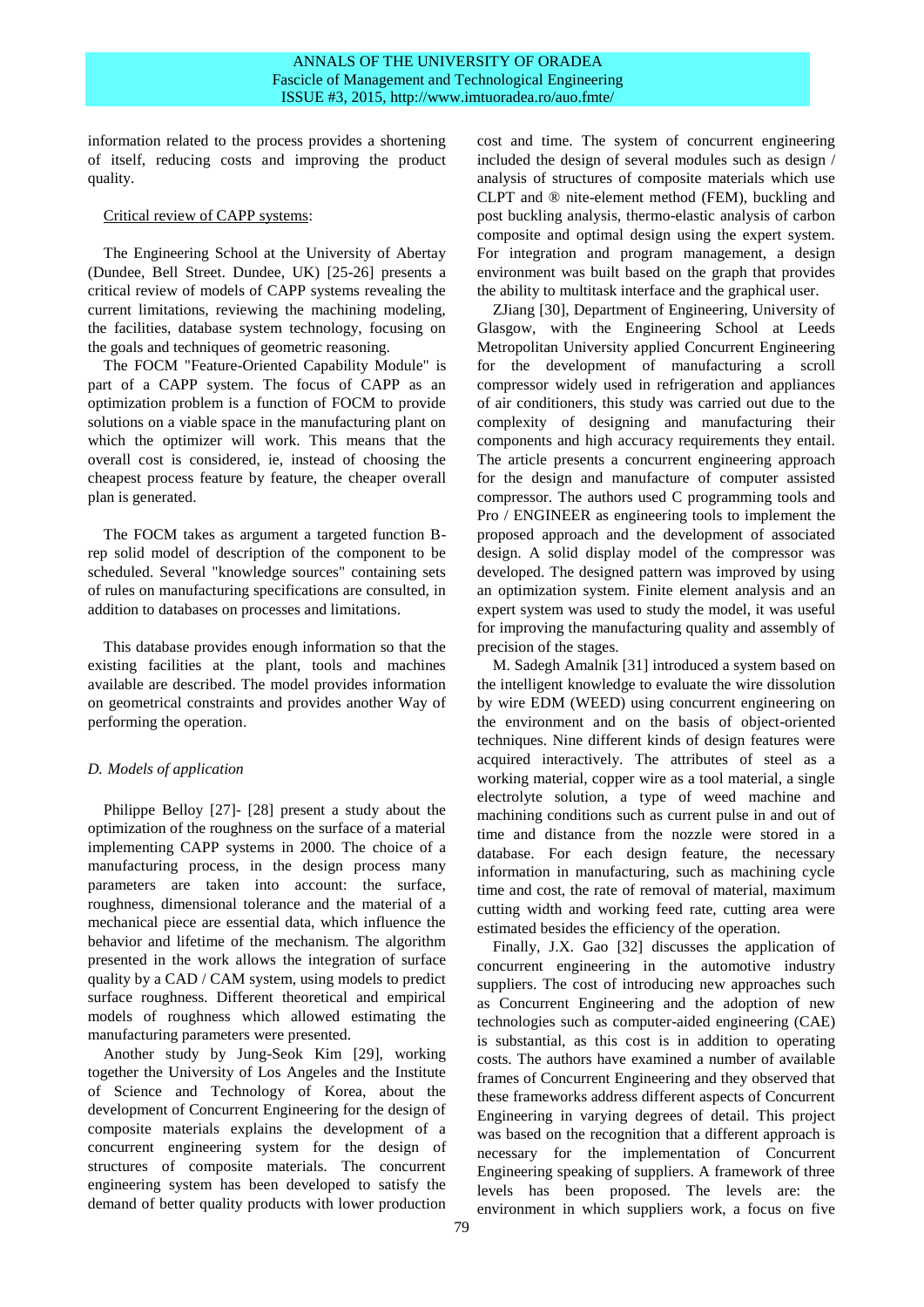information related to the process provides a shortening of itself, reducing costs and improving the product quality.

Critical review of CAPP systems:

The Engineering School at the University of Abertay (Dundee, Bell Street. Dundee, UK) [25-26] presents a critical review of models of CAPP systems revealing the current limitations, reviewing the machining modeling, the facilities, database system technology, focusing on the goals and techniques of geometric reasoning.

The FOCM "Feature-Oriented Capability Module" is part of a CAPP system. The focus of CAPP as an optimization problem is a function of FOCM to provide solutions on a viable space in the manufacturing plant on which the optimizer will work. This means that the overall cost is considered, ie, instead of choosing the cheapest process feature by feature, the cheaper overall plan is generated.

The FOCM takes as argument a targeted function B-rep solid model of description of the component to be scheduled. Several "knowledge sources" containing sets of rules on manufacturing specifications are consulted, in addition to databases on processes and limitations.

This database provides enough information so that the existing facilities at the plant, tools and machines available are described. The model provides information on geometrical constraints and provides another Way of performing the operation.

### *D. Models of application*

Philippe Belloy [27]- [28] present a study about the optimization of the roughness on the surface of a material implementing CAPP systems in 2000. The choice of a manufacturing process, in the design process many parameters are taken into account: the surface, roughness, dimensional tolerance and the material of a mechanical piece are essential data, which influence the behavior and lifetime of the mechanism. The algorithm presented in the work allows the integration of surface quality by a CAD / CAM system, using models to predict surface roughness. Different theoretical and empirical models of roughness which allowed estimating the manufacturing parameters were presented.

Another study by Jung-Seok Kim [29], working together the University of Los Angeles and the Institute of Science and Technology of Korea, about the development of Concurrent Engineering for the design of composite materials explains the development of a concurrent engineering system for the design of structures of composite materials. The concurrent engineering system has been developed to satisfy the demand of better quality products with lower production cost and time. The system of concurrent engineering included the design of several modules such as design / analysis of structures of composite materials which use CLPT and ® nite-element method (FEM), buckling and post buckling analysis, thermo-elastic analysis of carbon composite and optimal design using the expert system. For integration and program management, a design environment was built based on the graph that provides the ability to multitask interface and the graphical user.

ZJiang [30], Department of Engineering, University of Glasgow, with the Engineering School at Leeds Metropolitan University applied Concurrent Engineering for the development of manufacturing a scroll compressor widely used in refrigeration and appliances of air conditioners, this study was carried out due to the complexity of designing and manufacturing their components and high accuracy requirements they entail. The article presents a concurrent engineering approach for the design and manufacture of computer assisted compressor. The authors used C programming tools and Pro / ENGINEER as engineering tools to implement the proposed approach and the development of associated design. A solid display model of the compressor was developed. The designed pattern was improved by using an optimization system. Finite element analysis and an expert system was used to study the model, it was useful for improving the manufacturing quality and assembly of precision of the stages.

M. Sadegh Amalnik [31] introduced a system based on the intelligent knowledge to evaluate the wire dissolution by wire EDM (WEED) using concurrent engineering on the environment and on the basis of object-oriented techniques. Nine different kinds of design features were acquired interactively. The attributes of steel as a working material, copper wire as a tool material, a single electrolyte solution, a type of weed machine and machining conditions such as current pulse in and out of time and distance from the nozzle were stored in a database. For each design feature, the necessary information in manufacturing, such as machining cycle time and cost, the rate of removal of material, maximum cutting width and working feed rate, cutting area were estimated besides the efficiency of the operation.

Finally, J.X. Gao [32] discusses the application of concurrent engineering in the automotive industry suppliers. The cost of introducing new approaches such as Concurrent Engineering and the adoption of new technologies such as computer-aided engineering (CAE) is substantial, as this cost is in addition to operating costs. The authors have examined a number of available frames of Concurrent Engineering and they observed that these frameworks address different aspects of Concurrent Engineering in varying degrees of detail. This project was based on the recognition that a different approach is necessary for the implementation of Concurrent Engineering speaking of suppliers. A framework of three levels has been proposed. The levels are: the environment in which suppliers work, a focus on five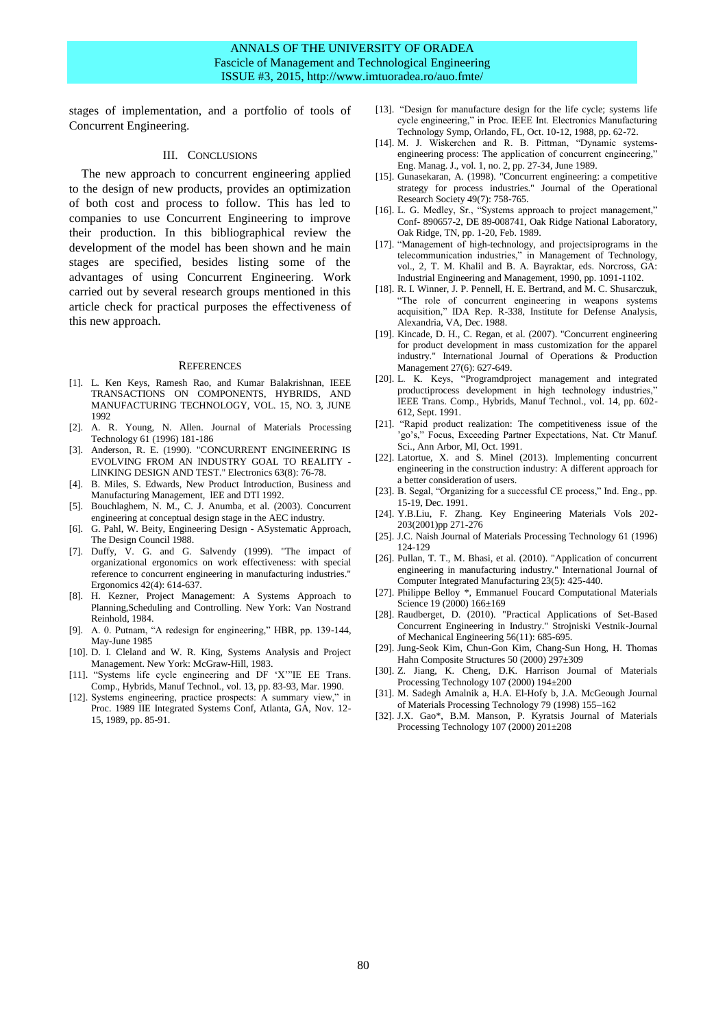stages of implementation, and a portfolio of tools of Concurrent Engineering.

## III. Conclusions

The new approach to concurrent engineering applied to the design of new products, provides an optimization of both cost and process to follow. This has led to companies to use Concurrent Engineering to improve their production. In this bibliographical review the development of the model has been shown and he main stages are specified, besides listing some of the advantages of using Concurrent Engineering. Work carried out by several research groups mentioned in this article check for practical purposes the effectiveness of this new approach.

## References

[1]. L. Ken Keys, Ramesh Rao, and Kumar Balakrishnan, IEEE TRANSACTIONS ON COMPONENTS, HYBRIDS, AND MANUFACTURING TECHNOLOGY, VOL. 15, NO. 3, JUNE 1992

[2]. A. R. Young, N. Allen. Journal of Materials Processing Technology 61 (1996) 181-186

[3]. Anderson, R. E. (1990). "CONCURRENT ENGINEERING IS EVOLVING FROM AN INDUSTRY GOAL TO REALITY - LINKING DESIGN AND TEST." Electronics 63(8): 76-78.

[4]. B. Miles, S. Edwards, New Product Introduction, Business and Manufacturing Management, IEE and DTI 1992.

[5]. Bouchlaghem, N. M., C. J. Anumba, et al. (2003). Concurrent engineering at conceptual design stage in the AEC industry.

[6]. G. Pahl, W. Beity, Engineering Design - ASystematic Approach, The Design Council 1988.

[7]. Duffy, V. G. and G. Salvendy (1999). "The impact of organizational ergonomics on work effectiveness: with special reference to concurrent engineering in manufacturing industries." Ergonomics 42(4): 614-637.

[8]. H. Kezner, Project Management: A Systems Approach to Planning,Scheduling and Controlling. New York: Van Nostrand Reinhold, 1984.

[9]. A. 0. Putnam, "A redesign for engineering," HBR, pp. 139-144, May-June 1985

[10]. D. I. Cleland and W. R. King, Systems Analysis and Project Management. New York: McGraw-Hill, 1983.

[11]. "Systems life cycle engineering and DF 'X'"IE EE Trans. Comp., Hybrids, Manuf Technol., vol. 13, pp. 83-93, Mar. 1990.

[12]. Systems engineering, practice prospects: A summary view," in Proc. 1989 IIE Integrated Systems Conf, Atlanta, GA, Nov. 12-15, 1989, pp. 85-91.

[13]. "Design for manufacture design for the life cycle; systems life cycle engineering," in Proc. IEEE Int. Electronics Manufacturing Technology Symp, Orlando, FL, Oct. 10-12, 1988, pp. 62-72.

[14]. M. J. Wiskerchen and R. B. Pittman, "Dynamic systems-engineering process: The application of concurrent engineering," Eng. Manag. J., vol. 1, no. 2, pp. 27-34, June 1989.

[15]. Gunasekaran, A. (1998). "Concurrent engineering: a competitive strategy for process industries." Journal of the Operational Research Society 49(7): 758-765.

[16]. L. G. Medley, Sr., "Systems approach to project management," Conf- 890657-2, DE 89-008741, Oak Ridge National Laboratory, Oak Ridge, TN, pp. 1-20, Feb. 1989.

[17]. "Management of high-technology, and projectsiprograms in the telecommunication industries," in Management of Technology, vol., 2, T. M. Khalil and B. A. Bayraktar, eds. Norcross, GA: Industrial Engineering and Management, 1990, pp. 1091-1102.

[18]. R. I. Winner, J. P. Pennell, H. E. Bertrand, and M. C. Shusarczuk, "The role of concurrent engineering in weapons systems acquisition," IDA Rep. R-338, Institute for Defense Analysis, Alexandria, VA, Dec. 1988.

[19]. Kincade, D. H., C. Regan, et al. (2007). "Concurrent engineering for product development in mass customization for the apparel industry." International Journal of Operations & Production Management 27(6): 627-649.

[20]. L. K. Keys, "Programdproject management and integrated productiprocess development in high technology industries," IEEE Trans. Comp., Hybrids, Manuf Technol., vol. 14, pp. 602-612, Sept. 1991.

[21]. "Rapid product realization: The competitiveness issue of the 'go's," Focus, Exceeding Partner Expectations, Nat. Ctr Manuf. Sci., Ann Arbor, MI, Oct. 1991.

[22]. Latortue, X. and S. Minel (2013). Implementing concurrent engineering in the construction industry: A different approach for a better consideration of users.

[23]. B. Segal, "Organizing for a successful CE process," Ind. Eng., pp. 15-19, Dec. 1991.

[24]. Y.B.Liu, F. Zhang. Key Engineering Materials Vols 202-203(2001)pp 271-276

[25]. J.C. Naish Journal of Materials Processing Technology 61 (1996) 124-129

[26]. Pullan, T. T., M. Bhasi, et al. (2010). "Application of concurrent engineering in manufacturing industry." International Journal of Computer Integrated Manufacturing 23(5): 425-440.

[27]. Philippe Belloy *, Emmanuel Foucard Computational Materials Science 19 (2000) 166±169

[28]. Raudberget, D. (2010). "Practical Applications of Set-Based Concurrent Engineering in Industry." Strojniski Vestnik-Journal of Mechanical Engineering 56(11): 685-695.

[29]. Jung-Seok Kim, Chun-Gon Kim, Chang-Sun Hong, H. Thomas Hahn Composite Structures 50 (2000) 297±309

[30]. Z. Jiang, K. Cheng, D.K. Harrison Journal of Materials Processing Technology 107 (2000) 194±200

[31]. M. Sadegh Amalnik a, H.A. El-Hofy b, J.A. McGeough Journal of Materials Processing Technology 79 (1998) 155–162

[32]. J.X. Gao*, B.M. Manson, P. Kyratsis Journal of Materials Processing Technology 107 (2000) 201±208